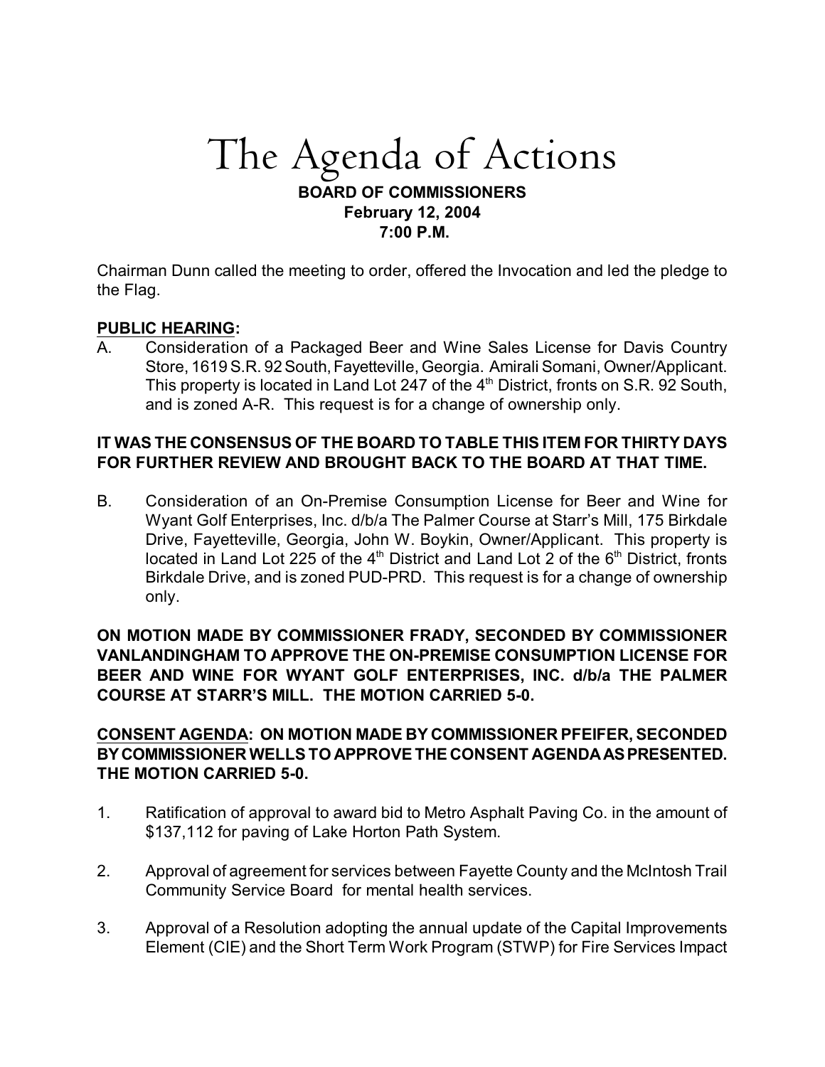# The Agenda of Actions

**BOARD OF COMMISSIONERS**
**February 12, 2004**
**7:00 P.M.**

Chairman Dunn called the meeting to order, offered the Invocation and led the pledge to the Flag.

**PUBLIC HEARING:**

A. Consideration of a Packaged Beer and Wine Sales License for Davis Country Store, 1619 S.R. 92 South, Fayetteville, Georgia. Amirali Somani, Owner/Applicant. This property is located in Land Lot 247 of the 4th District, fronts on S.R. 92 South, and is zoned A-R. This request is for a change of ownership only.

**IT WAS THE CONSENSUS OF THE BOARD TO TABLE THIS ITEM FOR THIRTY DAYS FOR FURTHER REVIEW AND BROUGHT BACK TO THE BOARD AT THAT TIME.**

B. Consideration of an On-Premise Consumption License for Beer and Wine for Wyant Golf Enterprises, Inc. d/b/a The Palmer Course at Starr's Mill, 175 Birkdale Drive, Fayetteville, Georgia, John W. Boykin, Owner/Applicant. This property is located in Land Lot 225 of the 4th District and Land Lot 2 of the 6th District, fronts Birkdale Drive, and is zoned PUD-PRD. This request is for a change of ownership only.

**ON MOTION MADE BY COMMISSIONER FRADY, SECONDED BY COMMISSIONER VANLANDINGHAM TO APPROVE THE ON-PREMISE CONSUMPTION LICENSE FOR BEER AND WINE FOR WYANT GOLF ENTERPRISES, INC. d/b/a THE PALMER COURSE AT STARR'S MILL. THE MOTION CARRIED 5-0.**

**CONSENT AGENDA: ON MOTION MADE BY COMMISSIONER PFEIFER, SECONDED BY COMMISSIONER WELLS TO APPROVE THE CONSENT AGENDA AS PRESENTED. THE MOTION CARRIED 5-0.**

1. Ratification of approval to award bid to Metro Asphalt Paving Co. in the amount of $137,112 for paving of Lake Horton Path System.

2. Approval of agreement for services between Fayette County and the McIntosh Trail Community Service Board for mental health services.

3. Approval of a Resolution adopting the annual update of the Capital Improvements Element (CIE) and the Short Term Work Program (STWP) for Fire Services Impact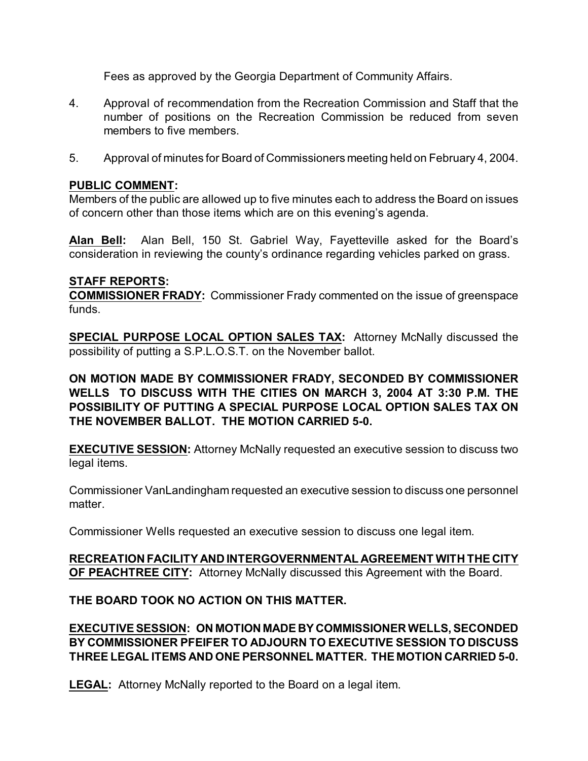Fees as approved by the Georgia Department of Community Affairs.

4. Approval of recommendation from the Recreation Commission and Staff that the number of positions on the Recreation Commission be reduced from seven members to five members.

5. Approval of minutes for Board of Commissioners meeting held on February 4, 2004.

**PUBLIC COMMENT:**
Members of the public are allowed up to five minutes each to address the Board on issues of concern other than those items which are on this evening's agenda.

**Alan Bell:** Alan Bell, 150 St. Gabriel Way, Fayetteville asked for the Board's consideration in reviewing the county's ordinance regarding vehicles parked on grass.

**STAFF REPORTS:**
**COMMISSIONER FRADY:** Commissioner Frady commented on the issue of greenspace funds.

**SPECIAL PURPOSE LOCAL OPTION SALES TAX:** Attorney McNally discussed the possibility of putting a S.P.L.O.S.T. on the November ballot.

**ON MOTION MADE BY COMMISSIONER FRADY, SECONDED BY COMMISSIONER WELLS TO DISCUSS WITH THE CITIES ON MARCH 3, 2004 AT 3:30 P.M. THE POSSIBILITY OF PUTTING A SPECIAL PURPOSE LOCAL OPTION SALES TAX ON THE NOVEMBER BALLOT. THE MOTION CARRIED 5-0.**

**EXECUTIVE SESSION:** Attorney McNally requested an executive session to discuss two legal items.

Commissioner VanLandingham requested an executive session to discuss one personnel matter.

Commissioner Wells requested an executive session to discuss one legal item.

**RECREATION FACILITY AND INTERGOVERNMENTAL AGREEMENT WITH THE CITY OF PEACHTREE CITY:** Attorney McNally discussed this Agreement with the Board.

**THE BOARD TOOK NO ACTION ON THIS MATTER.**

**EXECUTIVE SESSION: ON MOTION MADE BY COMMISSIONER WELLS, SECONDED BY COMMISSIONER PFEIFER TO ADJOURN TO EXECUTIVE SESSION TO DISCUSS THREE LEGAL ITEMS AND ONE PERSONNEL MATTER. THE MOTION CARRIED 5-0.**

**LEGAL:** Attorney McNally reported to the Board on a legal item.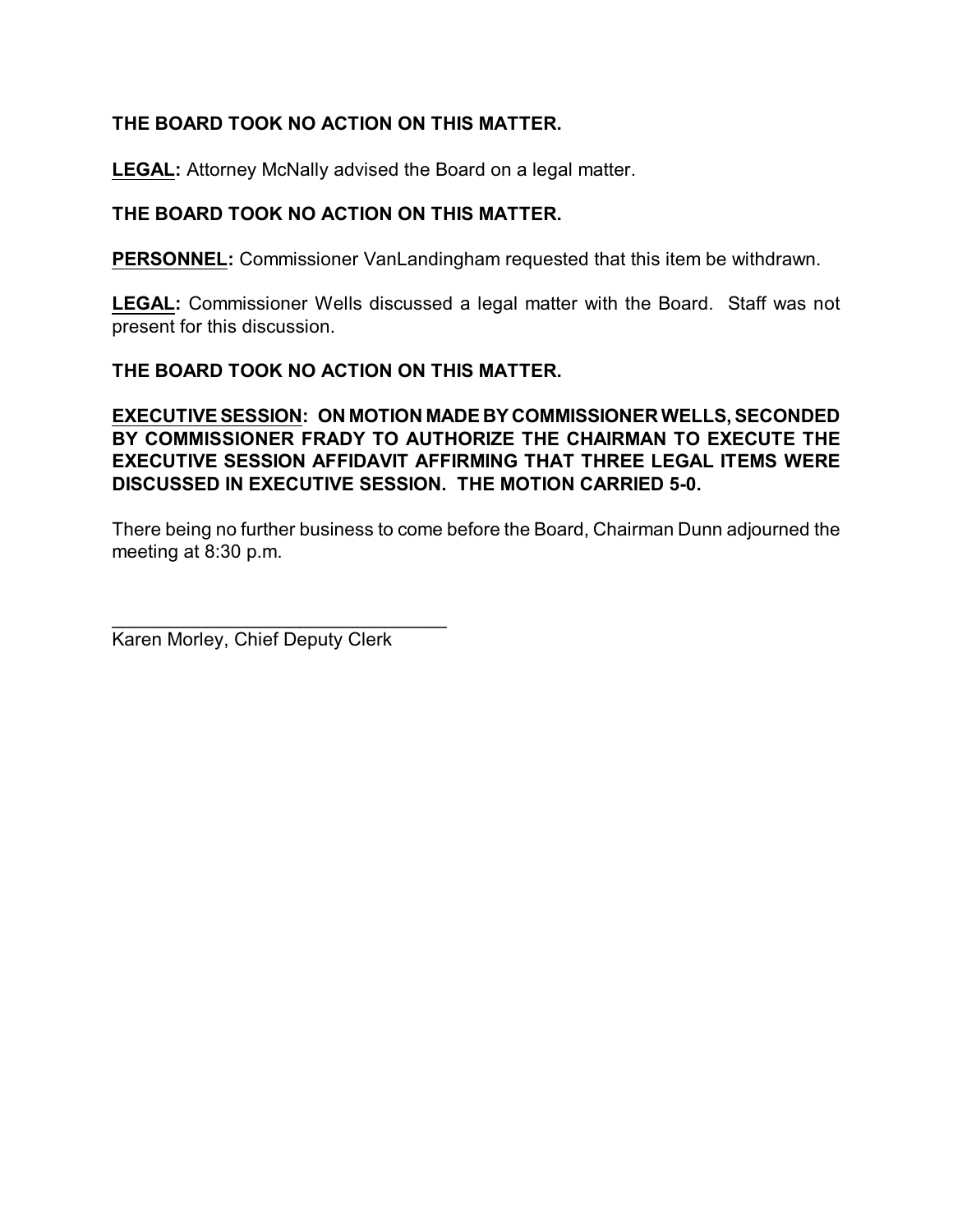**THE BOARD TOOK NO ACTION ON THIS MATTER.**

**LEGAL:** Attorney McNally advised the Board on a legal matter.

**THE BOARD TOOK NO ACTION ON THIS MATTER.**

**PERSONNEL:** Commissioner VanLandingham requested that this item be withdrawn.

**LEGAL:** Commissioner Wells discussed a legal matter with the Board. Staff was not present for this discussion.

**THE BOARD TOOK NO ACTION ON THIS MATTER.**

**EXECUTIVE SESSION: ON MOTION MADE BY COMMISSIONER WELLS, SECONDED BY COMMISSIONER FRADY TO AUTHORIZE THE CHAIRMAN TO EXECUTE THE EXECUTIVE SESSION AFFIDAVIT AFFIRMING THAT THREE LEGAL ITEMS WERE DISCUSSED IN EXECUTIVE SESSION. THE MOTION CARRIED 5-0.**

There being no further business to come before the Board, Chairman Dunn adjourned the meeting at 8:30 p.m.

___________________________________
Karen Morley, Chief Deputy Clerk